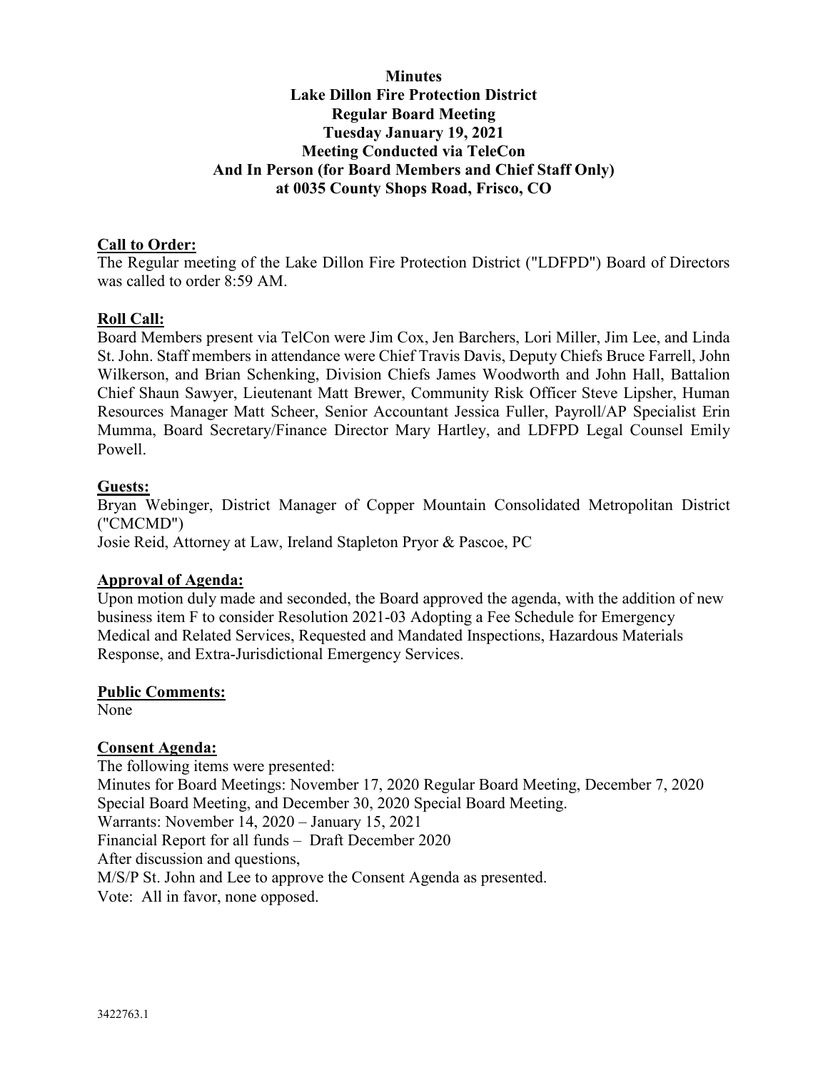# Minutes
# Lake Dillon Fire Protection District
## Regular Board Meeting
## Tuesday January 19, 2021
## Meeting Conducted via TeleCon
## And In Person (for Board Members and Chief Staff Only)
## at 0035 County Shops Road, Frisco, CO

**Call to Order:**

The Regular meeting of the Lake Dillon Fire Protection District ("LDFPD") Board of Directors was called to order 8:59 AM.

**Roll Call:**

Board Members present via TelCon were Jim Cox, Jen Barchers, Lori Miller, Jim Lee, and Linda St. John. Staff members in attendance were Chief Travis Davis, Deputy Chiefs Bruce Farrell, John Wilkerson, and Brian Schenking, Division Chiefs James Woodworth and John Hall, Battalion Chief Shaun Sawyer, Lieutenant Matt Brewer, Community Risk Officer Steve Lipsher, Human Resources Manager Matt Scheer, Senior Accountant Jessica Fuller, Payroll/AP Specialist Erin Mumma, Board Secretary/Finance Director Mary Hartley, and LDFPD Legal Counsel Emily Powell.

**Guests:**

Bryan Webinger, District Manager of Copper Mountain Consolidated Metropolitan District ("CMCMD")

Josie Reid, Attorney at Law, Ireland Stapleton Pryor & Pascoe, PC

**Approval of Agenda:**

Upon motion duly made and seconded, the Board approved the agenda, with the addition of new business item F to consider Resolution 2021-03 Adopting a Fee Schedule for Emergency Medical and Related Services, Requested and Mandated Inspections, Hazardous Materials Response, and Extra-Jurisdictional Emergency Services.

**Public Comments:**

None

**Consent Agenda:**

The following items were presented:

Minutes for Board Meetings: November 17, 2020 Regular Board Meeting, December 7, 2020 Special Board Meeting, and December 30, 2020 Special Board Meeting.

Warrants: November 14, 2020 – January 15, 2021

Financial Report for all funds – Draft December 2020

After discussion and questions,

M/S/P St. John and Lee to approve the Consent Agenda as presented.

Vote: All in favor, none opposed.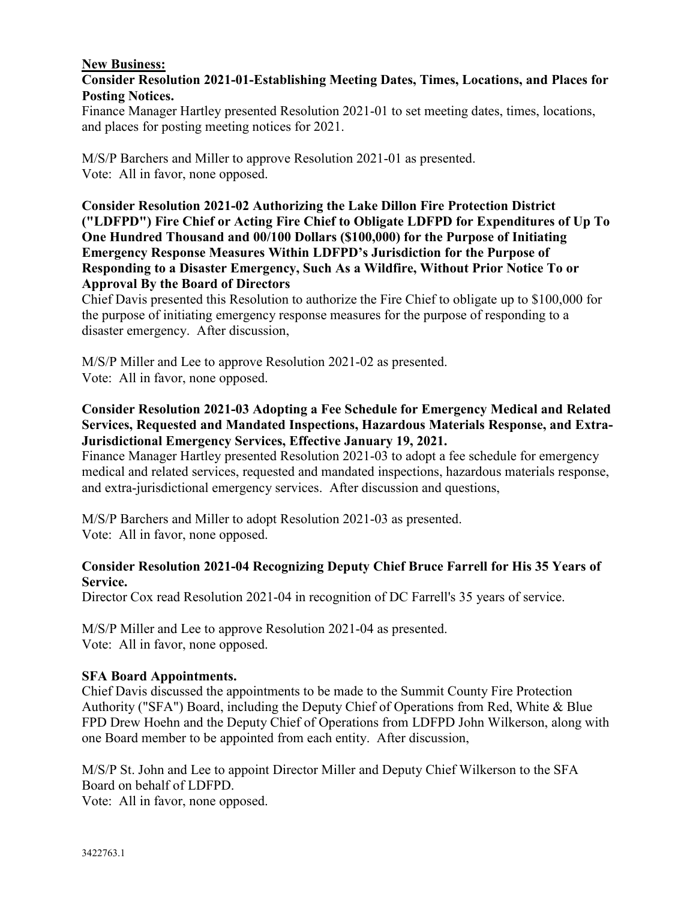**New Business:**

**Consider Resolution 2021-01-Establishing Meeting Dates, Times, Locations, and Places for Posting Notices.**

Finance Manager Hartley presented Resolution 2021-01 to set meeting dates, times, locations, and places for posting meeting notices for 2021.

M/S/P Barchers and Miller to approve Resolution 2021-01 as presented.
Vote: All in favor, none opposed.

**Consider Resolution 2021-02 Authorizing the Lake Dillon Fire Protection District ("LDFPD") Fire Chief or Acting Fire Chief to Obligate LDFPD for Expenditures of Up To One Hundred Thousand and 00/100 Dollars ($100,000) for the Purpose of Initiating Emergency Response Measures Within LDFPD's Jurisdiction for the Purpose of Responding to a Disaster Emergency, Such As a Wildfire, Without Prior Notice To or Approval By the Board of Directors**

Chief Davis presented this Resolution to authorize the Fire Chief to obligate up to $100,000 for the purpose of initiating emergency response measures for the purpose of responding to a disaster emergency. After discussion,

M/S/P Miller and Lee to approve Resolution 2021-02 as presented.
Vote: All in favor, none opposed.

**Consider Resolution 2021-03 Adopting a Fee Schedule for Emergency Medical and Related Services, Requested and Mandated Inspections, Hazardous Materials Response, and Extra-Jurisdictional Emergency Services, Effective January 19, 2021.**

Finance Manager Hartley presented Resolution 2021-03 to adopt a fee schedule for emergency medical and related services, requested and mandated inspections, hazardous materials response, and extra-jurisdictional emergency services. After discussion and questions,

M/S/P Barchers and Miller to adopt Resolution 2021-03 as presented.
Vote: All in favor, none opposed.

**Consider Resolution 2021-04 Recognizing Deputy Chief Bruce Farrell for His 35 Years of Service.**

Director Cox read Resolution 2021-04 in recognition of DC Farrell's 35 years of service.

M/S/P Miller and Lee to approve Resolution 2021-04 as presented.
Vote: All in favor, none opposed.

**SFA Board Appointments.**

Chief Davis discussed the appointments to be made to the Summit County Fire Protection Authority ("SFA") Board, including the Deputy Chief of Operations from Red, White & Blue FPD Drew Hoehn and the Deputy Chief of Operations from LDFPD John Wilkerson, along with one Board member to be appointed from each entity. After discussion,

M/S/P St. John and Lee to appoint Director Miller and Deputy Chief Wilkerson to the SFA Board on behalf of LDFPD.
Vote: All in favor, none opposed.

3422763.1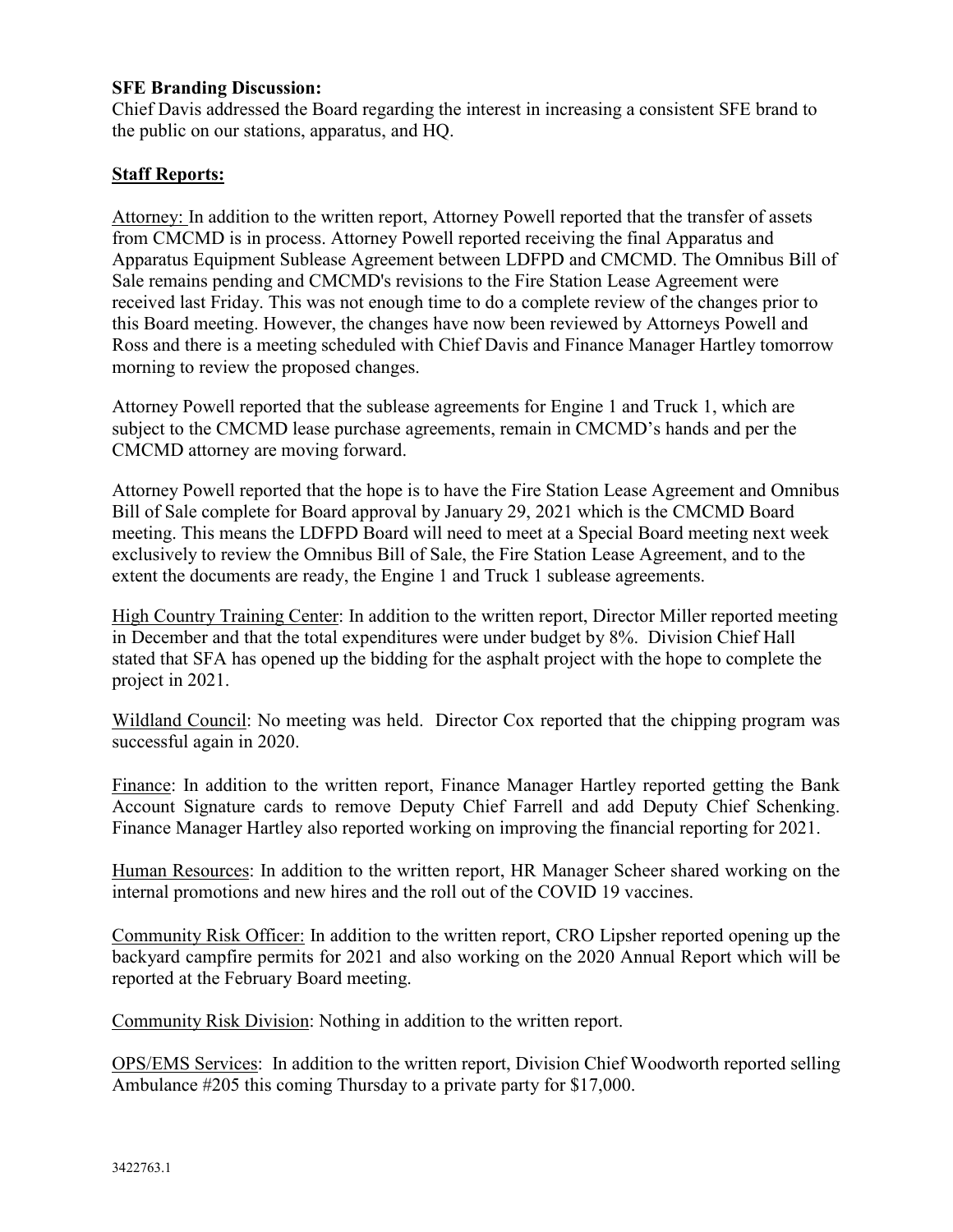**SFE Branding Discussion:**
Chief Davis addressed the Board regarding the interest in increasing a consistent SFE brand to the public on our stations, apparatus, and HQ.

**Staff Reports:**

Attorney: In addition to the written report, Attorney Powell reported that the transfer of assets from CMCMD is in process. Attorney Powell reported receiving the final Apparatus and Apparatus Equipment Sublease Agreement between LDFPD and CMCMD. The Omnibus Bill of Sale remains pending and CMCMD's revisions to the Fire Station Lease Agreement were received last Friday. This was not enough time to do a complete review of the changes prior to this Board meeting. However, the changes have now been reviewed by Attorneys Powell and Ross and there is a meeting scheduled with Chief Davis and Finance Manager Hartley tomorrow morning to review the proposed changes.

Attorney Powell reported that the sublease agreements for Engine 1 and Truck 1, which are subject to the CMCMD lease purchase agreements, remain in CMCMD's hands and per the CMCMD attorney are moving forward.

Attorney Powell reported that the hope is to have the Fire Station Lease Agreement and Omnibus Bill of Sale complete for Board approval by January 29, 2021 which is the CMCMD Board meeting. This means the LDFPD Board will need to meet at a Special Board meeting next week exclusively to review the Omnibus Bill of Sale, the Fire Station Lease Agreement, and to the extent the documents are ready, the Engine 1 and Truck 1 sublease agreements.

High Country Training Center: In addition to the written report, Director Miller reported meeting in December and that the total expenditures were under budget by 8%. Division Chief Hall stated that SFA has opened up the bidding for the asphalt project with the hope to complete the project in 2021.

Wildland Council: No meeting was held. Director Cox reported that the chipping program was successful again in 2020.

Finance: In addition to the written report, Finance Manager Hartley reported getting the Bank Account Signature cards to remove Deputy Chief Farrell and add Deputy Chief Schenking. Finance Manager Hartley also reported working on improving the financial reporting for 2021.

Human Resources: In addition to the written report, HR Manager Scheer shared working on the internal promotions and new hires and the roll out of the COVID 19 vaccines.

Community Risk Officer: In addition to the written report, CRO Lipsher reported opening up the backyard campfire permits for 2021 and also working on the 2020 Annual Report which will be reported at the February Board meeting.

Community Risk Division: Nothing in addition to the written report.

OPS/EMS Services: In addition to the written report, Division Chief Woodworth reported selling Ambulance #205 this coming Thursday to a private party for $17,000.

3422763.1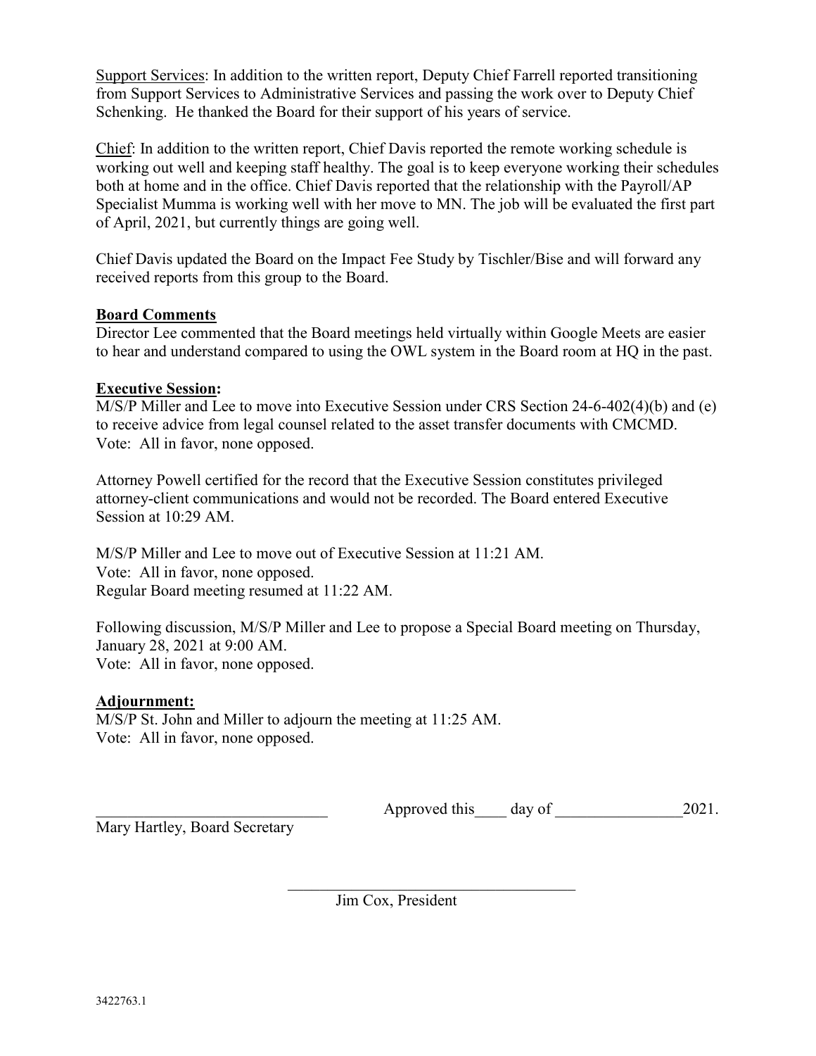Support Services: In addition to the written report, Deputy Chief Farrell reported transitioning from Support Services to Administrative Services and passing the work over to Deputy Chief Schenking. He thanked the Board for their support of his years of service.

Chief: In addition to the written report, Chief Davis reported the remote working schedule is working out well and keeping staff healthy. The goal is to keep everyone working their schedules both at home and in the office. Chief Davis reported that the relationship with the Payroll/AP Specialist Mumma is working well with her move to MN. The job will be evaluated the first part of April, 2021, but currently things are going well.

Chief Davis updated the Board on the Impact Fee Study by Tischler/Bise and will forward any received reports from this group to the Board.

**Board Comments**

Director Lee commented that the Board meetings held virtually within Google Meets are easier to hear and understand compared to using the OWL system in the Board room at HQ in the past.

**Executive Session:**

M/S/P Miller and Lee to move into Executive Session under CRS Section 24-6-402(4)(b) and (e) to receive advice from legal counsel related to the asset transfer documents with CMCMD.
Vote: All in favor, none opposed.

Attorney Powell certified for the record that the Executive Session constitutes privileged attorney-client communications and would not be recorded. The Board entered Executive Session at 10:29 AM.

M/S/P Miller and Lee to move out of Executive Session at 11:21 AM.
Vote: All in favor, none opposed.
Regular Board meeting resumed at 11:22 AM.

Following discussion, M/S/P Miller and Lee to propose a Special Board meeting on Thursday, January 28, 2021 at 9:00 AM.
Vote: All in favor, none opposed.

**Adjournment:**

M/S/P St. John and Miller to adjourn the meeting at 11:25 AM.
Vote: All in favor, none opposed.

\_\_\_\_\_\_\_\_\_\_\_\_\_\_\_\_\_\_\_\_\_\_\_\_\_\_\_\_\_ Approved this\_\_\_\_ day of \_\_\_\_\_\_\_\_\_\_\_\_\_\_\_\_2021.

Mary Hartley, Board Secretary

\_\_\_\_\_\_\_\_\_\_\_\_\_\_\_\_\_\_\_\_\_\_\_\_\_\_\_\_\_\_\_\_\_\_\_\_\_\_

Jim Cox, President

3422763.1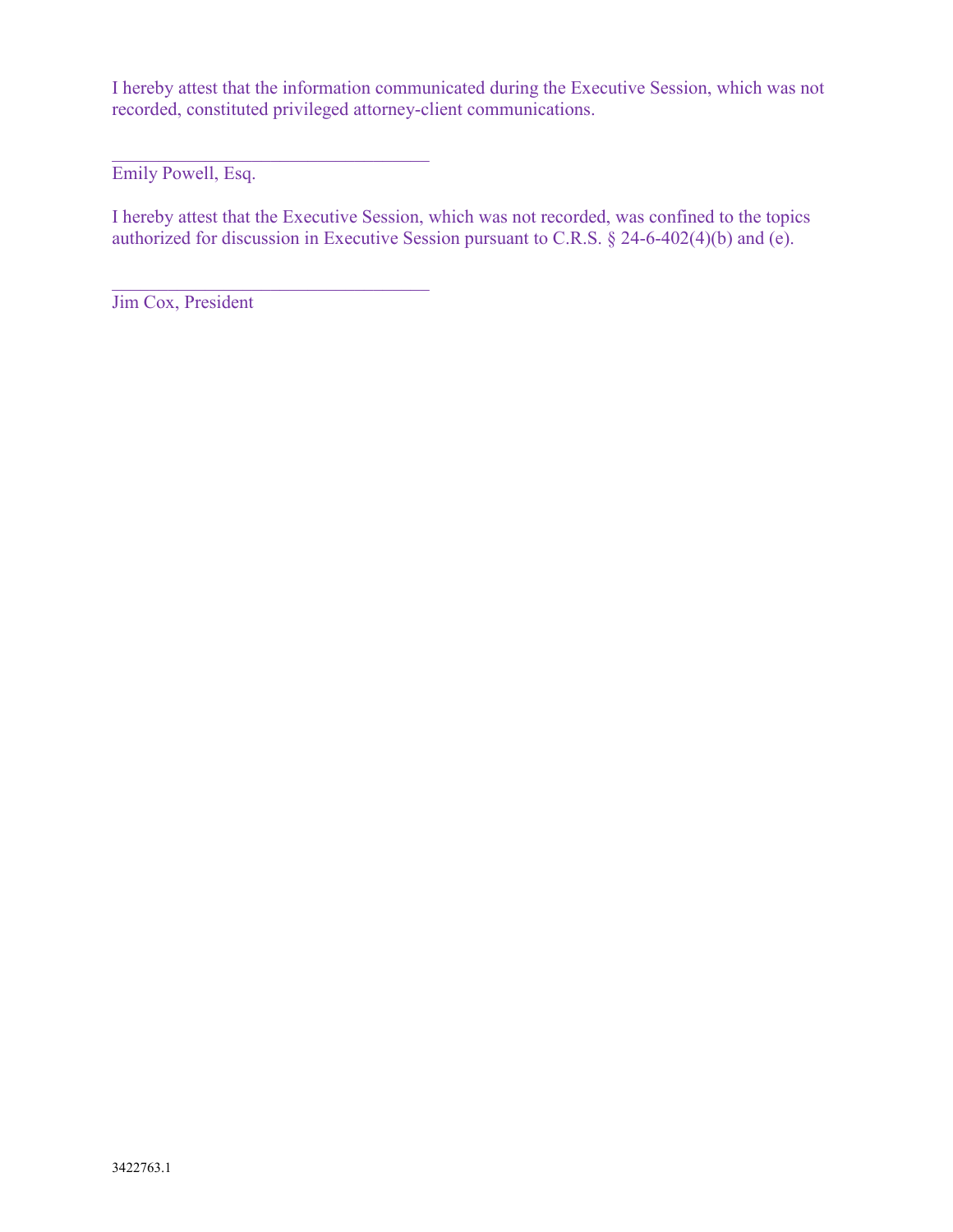I hereby attest that the information communicated during the Executive Session, which was not recorded, constituted privileged attorney-client communications.

\_\_\_\_\_\_\_\_\_\_\_\_\_\_\_\_\_\_\_\_\_\_\_\_\_\_\_\_\_\_\_\_\_\_

Emily Powell, Esq.

I hereby attest that the Executive Session, which was not recorded, was confined to the topics authorized for discussion in Executive Session pursuant to C.R.S. § 24-6-402(4)(b) and (e).

\_\_\_\_\_\_\_\_\_\_\_\_\_\_\_\_\_\_\_\_\_\_\_\_\_\_\_\_\_\_\_\_\_\_

Jim Cox, President

3422763.1